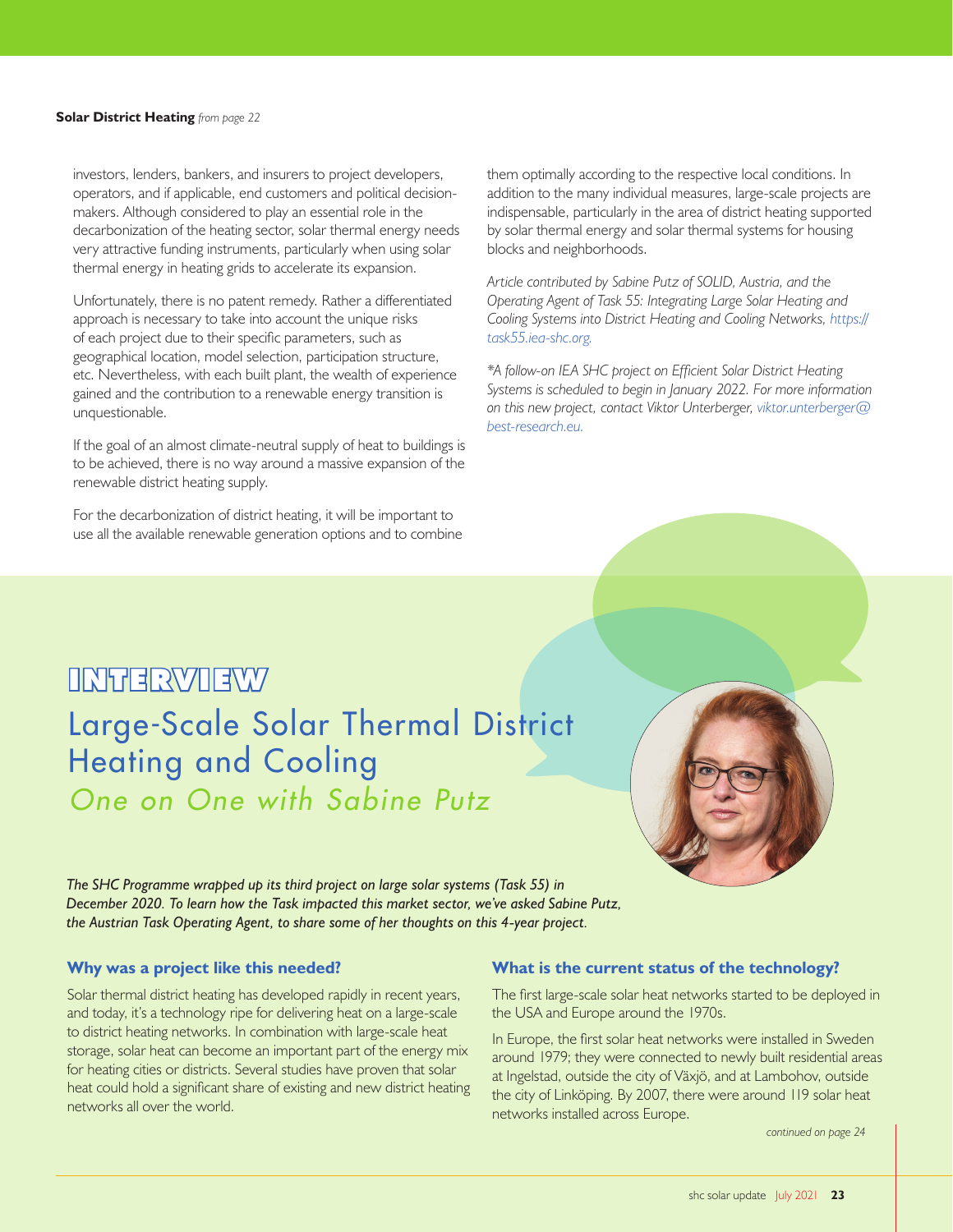**Solar District Heating** *from page 22*

investors, lenders, bankers, and insurers to project developers, operators, and if applicable, end customers and political decision-makers. Although considered to play an essential role in the decarbonization of the heating sector, solar thermal energy needs very attractive funding instruments, particularly when using solar thermal energy in heating grids to accelerate its expansion.

Unfortunately, there is no patent remedy. Rather a differentiated approach is necessary to take into account the unique risks of each project due to their specific parameters, such as geographical location, model selection, participation structure, etc. Nevertheless, with each built plant, the wealth of experience gained and the contribution to a renewable energy transition is unquestionable.

If the goal of an almost climate-neutral supply of heat to buildings is to be achieved, there is no way around a massive expansion of the renewable district heating supply.

For the decarbonization of district heating, it will be important to use all the available renewable generation options and to combine them optimally according to the respective local conditions. In addition to the many individual measures, large-scale projects are indispensable, particularly in the area of district heating supported by solar thermal energy and solar thermal systems for housing blocks and neighborhoods.

*Article contributed by Sabine Putz of SOLID, Austria, and the Operating Agent of Task 55: Integrating Large Solar Heating and Cooling Systems into District Heating and Cooling Networks, https://task55.iea-shc.org.*

*\*A follow-on IEA SHC project on Efficient Solar District Heating Systems is scheduled to begin in January 2022. For more information on this new project, contact Viktor Unterberger, viktor.unterberger@best-research.eu.*

# INTERVIEW

# Large-Scale Solar Thermal District Heating and Cooling

## *One on One with Sabine Putz*

***The SHC Programme wrapped up its third project on large solar systems (Task 55) in December 2020. To learn how the Task impacted this market sector, we've asked Sabine Putz, the Austrian Task Operating Agent, to share some of her thoughts on this 4-year project.***

### Why was a project like this needed?

Solar thermal district heating has developed rapidly in recent years, and today, it's a technology ripe for delivering heat on a large-scale to district heating networks. In combination with large-scale heat storage, solar heat can become an important part of the energy mix for heating cities or districts. Several studies have proven that solar heat could hold a significant share of existing and new district heating networks all over the world.

### What is the current status of the technology?

The first large-scale solar heat networks started to be deployed in the USA and Europe around the 1970s.

In Europe, the first solar heat networks were installed in Sweden around 1979; they were connected to newly built residential areas at Ingelstad, outside the city of Växjö, and at Lambohov, outside the city of Linköping. By 2007, there were around 119 solar heat networks installed across Europe.

*continued on page 24*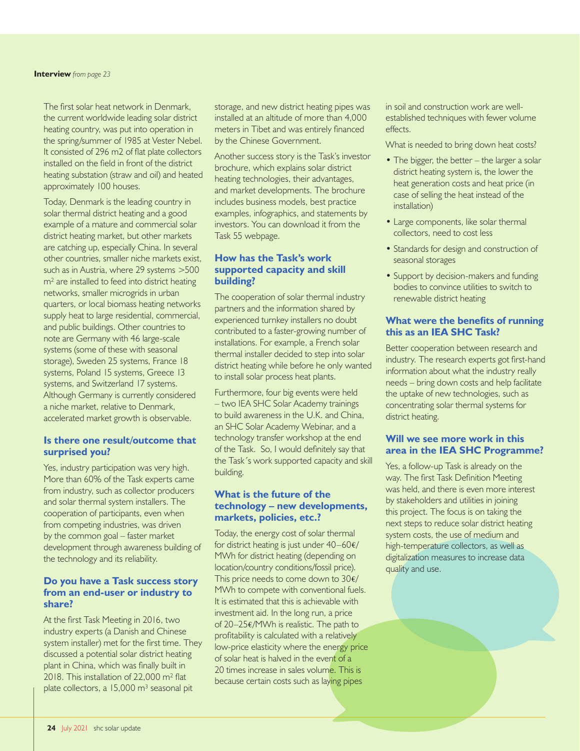**Interview** *from page 23*

The first solar heat network in Denmark, the current worldwide leading solar district heating country, was put into operation in the spring/summer of 1985 at Vester Nebel. It consisted of 296 m2 of flat plate collectors installed on the field in front of the district heating substation (straw and oil) and heated approximately 100 houses.

Today, Denmark is the leading country in solar thermal district heating and a good example of a mature and commercial solar district heating market, but other markets are catching up, especially China. In several other countries, smaller niche markets exist, such as in Austria, where 29 systems >500 $m^2$ are installed to feed into district heating networks, smaller microgrids in urban quarters, or local biomass heating networks supply heat to large residential, commercial, and public buildings. Other countries to note are Germany with 46 large-scale systems (some of these with seasonal storage), Sweden 25 systems, France 18 systems, Poland 15 systems, Greece 13 systems, and Switzerland 17 systems. Although Germany is currently considered a niche market, relative to Denmark, accelerated market growth is observable.

### Is there one result/outcome that surprised you?

Yes, industry participation was very high. More than 60% of the Task experts came from industry, such as collector producers and solar thermal system installers. The cooperation of participants, even when from competing industries, was driven by the common goal – faster market development through awareness building of the technology and its reliability.

### Do you have a Task success story from an end-user or industry to share?

At the first Task Meeting in 2016, two industry experts (a Danish and Chinese system installer) met for the first time. They discussed a potential solar district heating plant in China, which was finally built in 2018. This installation of 22,000 $m^2$ flat plate collectors, a 15,000 $m^3$ seasonal pit storage, and new district heating pipes was installed at an altitude of more than 4,000 meters in Tibet and was entirely financed by the Chinese Government.

Another success story is the Task's investor brochure, which explains solar district heating technologies, their advantages, and market developments. The brochure includes business models, best practice examples, infographics, and statements by investors. You can download it from the Task 55 webpage.

### How has the Task's work supported capacity and skill building?

The cooperation of solar thermal industry partners and the information shared by experienced turnkey installers no doubt contributed to a faster-growing number of installations. For example, a French solar thermal installer decided to step into solar district heating while before he only wanted to install solar process heat plants.

Furthermore, four big events were held – two IEA SHC Solar Academy trainings to build awareness in the U.K. and China, an SHC Solar Academy Webinar, and a technology transfer workshop at the end of the Task. So, I would definitely say that the Task´s work supported capacity and skill building.

### What is the future of the technology – new developments, markets, policies, etc.?

Today, the energy cost of solar thermal for district heating is just under 40–60€/MWh for district heating (depending on location/country conditions/fossil price). This price needs to come down to 30€/MWh to compete with conventional fuels. It is estimated that this is achievable with investment aid. In the long run, a price of 20–25€/MWh is realistic. The path to profitability is calculated with a relatively low-price elasticity where the energy price of solar heat is halved in the event of a 20 times increase in sales volume. This is because certain costs such as laying pipes in soil and construction work are well-established techniques with fewer volume effects.

What is needed to bring down heat costs?

- The bigger, the better – the larger a solar district heating system is, the lower the heat generation costs and heat price (in case of selling the heat instead of the installation)
- Large components, like solar thermal collectors, need to cost less
- Standards for design and construction of seasonal storages
- Support by decision-makers and funding bodies to convince utilities to switch to renewable district heating

### What were the benefits of running this as an IEA SHC Task?

Better cooperation between research and industry. The research experts got first-hand information about what the industry really needs – bring down costs and help facilitate the uptake of new technologies, such as concentrating solar thermal systems for district heating.

### Will we see more work in this area in the IEA SHC Programme?

Yes, a follow-up Task is already on the way. The first Task Definition Meeting was held, and there is even more interest by stakeholders and utilities in joining this project. The focus is on taking the next steps to reduce solar district heating system costs, the use of medium and high-temperature collectors, as well as digitalization measures to increase data quality and use.